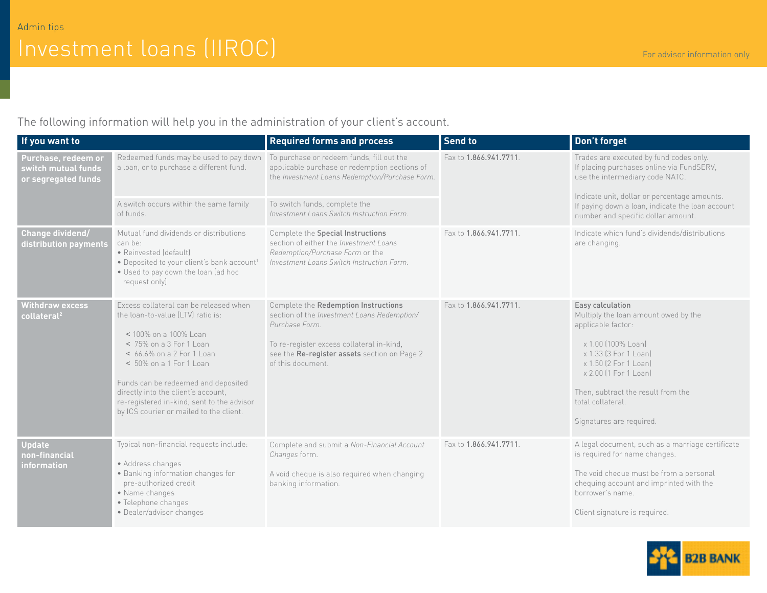Admin tips

# Investment loans (IIROC)

For advisor information only

The following information will help you in the administration of your client's account.

| If you want to | | Required forms and process | Send to | Don't forget |
|---|---|---|---|---|
| **Purchase, redeem or switch mutual funds or segregated funds** | Redeemed funds may be used to pay down a loan, or to purchase a different fund. | To purchase or redeem funds, fill out the applicable purchase or redemption sections of the *Investment Loans Redemption/Purchase Form.* | Fax to **1.866.941.7711**. | Trades are executed by fund codes only. If placing purchases online via FundSERV, use the intermediary code NATC.<br><br>Indicate unit, dollar or percentage amounts. If paying down a loan, indicate the loan account number and specific dollar amount. |
| | A switch occurs within the same family of funds. | To switch funds, complete the *Investment Loans Switch Instruction Form.* | | |
| **Change dividend/ distribution payments** | Mutual fund dividends or distributions can be:<br>• Reinvested (default)<br>• Deposited to your client's bank account[1]<br>• Used to pay down the loan (ad hoc request only) | Complete the **Special Instructions** section of either the *Investment Loans Redemption/Purchase Form* or the *Investment Loans Switch Instruction Form.* | Fax to **1.866.941.7711**. | Indicate which fund's dividends/distributions are changing. |
| **Withdraw excess collateral[2]** | Excess collateral can be released when the loan-to-value (LTV) ratio is:<br><br>< 100% on a 100% Loan<br>< 75% on a 3 For 1 Loan<br>< 66.6% on a 2 For 1 Loan<br>< 50% on a 1 For 1 Loan<br><br>Funds can be redeemed and deposited directly into the client's account, re-registered in-kind, sent to the advisor by ICS courier or mailed to the client. | Complete the **Redemption Instructions** section of the *Investment Loans Redemption/ Purchase Form.*<br><br>To re-register excess collateral in-kind, see the **Re-register assets** section on Page 2 of this document. | Fax to **1.866.941.7711**. | **Easy calculation**<br>Multiply the loan amount owed by the applicable factor:<br><br>x 1.00 (100% Loan)<br>x 1.33 (3 For 1 Loan)<br>x 1.50 (2 For 1 Loan)<br>x 2.00 (1 For 1 Loan)<br><br>Then, subtract the result from the total collateral.<br><br>Signatures are required. |
| **Update non-financial information** | Typical non-financial requests include:<br><br>• Address changes<br>• Banking information changes for pre-authorized credit<br>• Name changes<br>• Telephone changes<br>• Dealer/advisor changes | Complete and submit a *Non-Financial Account Changes* form.<br><br>A void cheque is also required when changing banking information. | Fax to **1.866.941.7711**. | A legal document, such as a marriage certificate is required for name changes.<br><br>The void cheque must be from a personal chequing account and imprinted with the borrower's name.<br><br>Client signature is required. |

B2B BANK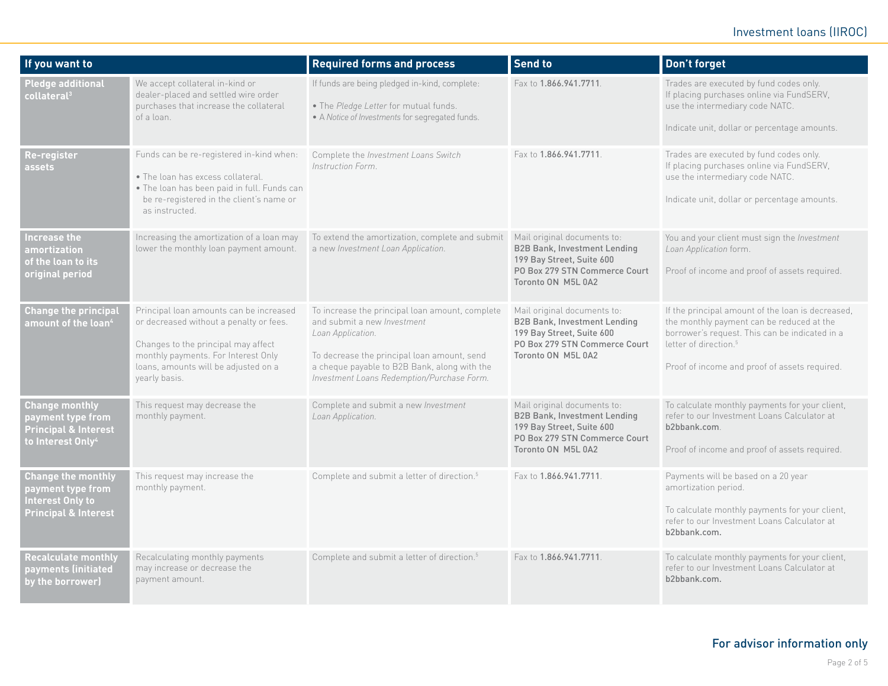| If you want to | | Required forms and process | Send to | Don't forget |
|---|---|---|---|---|
| **Pledge additional collateral**[3] | We accept collateral in-kind or dealer-placed and settled wire order purchases that increase the collateral of a loan. | If funds are being pledged in-kind, complete:<br>• The *Pledge Letter* for mutual funds.<br>• A *Notice of Investments* for segregated funds. | Fax to **1.866.941.7711**. | Trades are executed by fund codes only. If placing purchases online via FundSERV, use the intermediary code NATC.<br><br>Indicate unit, dollar or percentage amounts. |
| **Re-register assets** | Funds can be re-registered in-kind when:<br>• The loan has excess collateral.<br>• The loan has been paid in full. Funds can be re-registered in the client's name or as instructed. | Complete the *Investment Loans Switch Instruction Form*. | Fax to **1.866.941.7711**. | Trades are executed by fund codes only. If placing purchases online via FundSERV, use the intermediary code NATC.<br><br>Indicate unit, dollar or percentage amounts. |
| **Increase the amortization of the loan to its original period** | Increasing the amortization of a loan may lower the monthly loan payment amount. | To extend the amortization, complete and submit a new *Investment Loan Application*. | Mail original documents to:<br>**B2B Bank, Investment Lending<br>199 Bay Street, Suite 600<br>PO Box 279 STN Commerce Court<br>Toronto ON M5L 0A2** | You and your client must sign the *Investment Loan Application* form.<br><br>Proof of income and proof of assets required. |
| **Change the principal amount of the loan**[4] | Principal loan amounts can be increased or decreased without a penalty or fees.<br><br>Changes to the principal may affect monthly payments. For Interest Only loans, amounts will be adjusted on a yearly basis. | To increase the principal loan amount, complete and submit a new *Investment Loan Application*.<br><br>To decrease the principal loan amount, send a cheque payable to B2B Bank, along with the *Investment Loans Redemption/Purchase Form*. | Mail original documents to:<br>**B2B Bank, Investment Lending<br>199 Bay Street, Suite 600<br>PO Box 279 STN Commerce Court<br>Toronto ON M5L 0A2** | If the principal amount of the loan is decreased, the monthly payment can be reduced at the borrower's request. This can be indicated in a letter of direction.[5]<br><br>Proof of income and proof of assets required. |
| **Change monthly payment type from Principal & Interest to Interest Only**[4] | This request may decrease the monthly payment. | Complete and submit a new *Investment Loan Application*. | Mail original documents to:<br>**B2B Bank, Investment Lending<br>199 Bay Street, Suite 600<br>PO Box 279 STN Commerce Court<br>Toronto ON M5L 0A2** | To calculate monthly payments for your client, refer to our Investment Loans Calculator at **b2bbank.com**.<br><br>Proof of income and proof of assets required. |
| **Change the monthly payment type from Interest Only to Principal & Interest** | This request may increase the monthly payment. | Complete and submit a letter of direction.[5] | Fax to **1.866.941.7711**. | Payments will be based on a 20 year amortization period.<br><br>To calculate monthly payments for your client, refer to our Investment Loans Calculator at **b2bbank.com.** |
| **Recalculate monthly payments (initiated by the borrower)** | Recalculating monthly payments may increase or decrease the payment amount. | Complete and submit a letter of direction.[5] | Fax to **1.866.941.7711**. | To calculate monthly payments for your client, refer to our Investment Loans Calculator at **b2bbank.com.** |

**For advisor information only**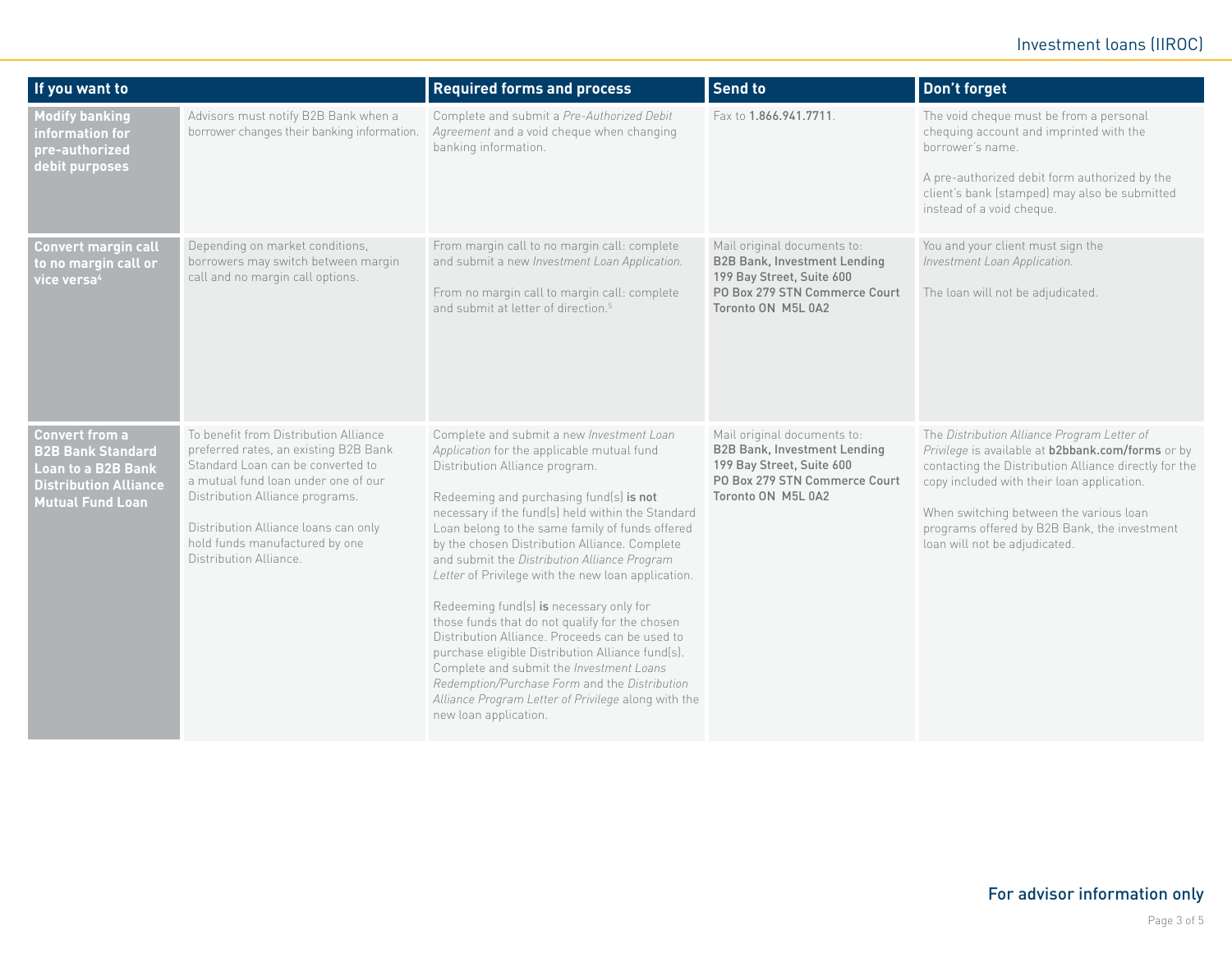| If you want to | | Required forms and process | Send to | Don't forget |
|---|---|---|---|---|
| **Modify banking information for pre-authorized debit purposes** | Advisors must notify B2B Bank when a borrower changes their banking information. | Complete and submit a *Pre-Authorized Debit Agreement* and a void cheque when changing banking information. | Fax to **1.866.941.7711**. | The void cheque must be from a personal chequing account and imprinted with the borrower's name.<br><br>A pre-authorized debit form authorized by the client's bank (stamped) may also be submitted instead of a void cheque. |
| **Convert margin call to no margin call or vice versa**[4] | Depending on market conditions, borrowers may switch between margin call and no margin call options. | From margin call to no margin call: complete and submit a new *Investment Loan Application.*<br><br>From no margin call to margin call: complete and submit at letter of direction.[5] | Mail original documents to:<br>**B2B Bank, Investment Lending**<br>**199 Bay Street, Suite 600**<br>**PO Box 279 STN Commerce Court**<br>**Toronto ON M5L 0A2** | You and your client must sign the *Investment Loan Application.*<br><br>The loan will not be adjudicated. |
| **Convert from a B2B Bank Standard Loan to a B2B Bank Distribution Alliance Mutual Fund Loan** | To benefit from Distribution Alliance preferred rates, an existing B2B Bank Standard Loan can be converted to a mutual fund loan under one of our Distribution Alliance programs.<br><br>Distribution Alliance loans can only hold funds manufactured by one Distribution Alliance. | Complete and submit a new *Investment Loan Application* for the applicable mutual fund Distribution Alliance program.<br><br>Redeeming and purchasing fund(s) **is not** necessary if the fund(s) held within the Standard Loan belong to the same family of funds offered by the chosen Distribution Alliance. Complete and submit the *Distribution Alliance Program Letter* of Privilege with the new loan application.<br><br>Redeeming fund(s) **is** necessary only for those funds that do not qualify for the chosen Distribution Alliance. Proceeds can be used to purchase eligible Distribution Alliance fund(s). Complete and submit the *Investment Loans Redemption/Purchase Form* and the *Distribution Alliance Program Letter of Privilege* along with the new loan application. | Mail original documents to:<br>**B2B Bank, Investment Lending**<br>**199 Bay Street, Suite 600**<br>**PO Box 279 STN Commerce Court**<br>**Toronto ON M5L 0A2** | The *Distribution Alliance Program Letter of Privilege* is available at **b2bbank.com/forms** or by contacting the Distribution Alliance directly for the copy included with their loan application.<br><br>When switching between the various loan programs offered by B2B Bank, the investment loan will not be adjudicated. |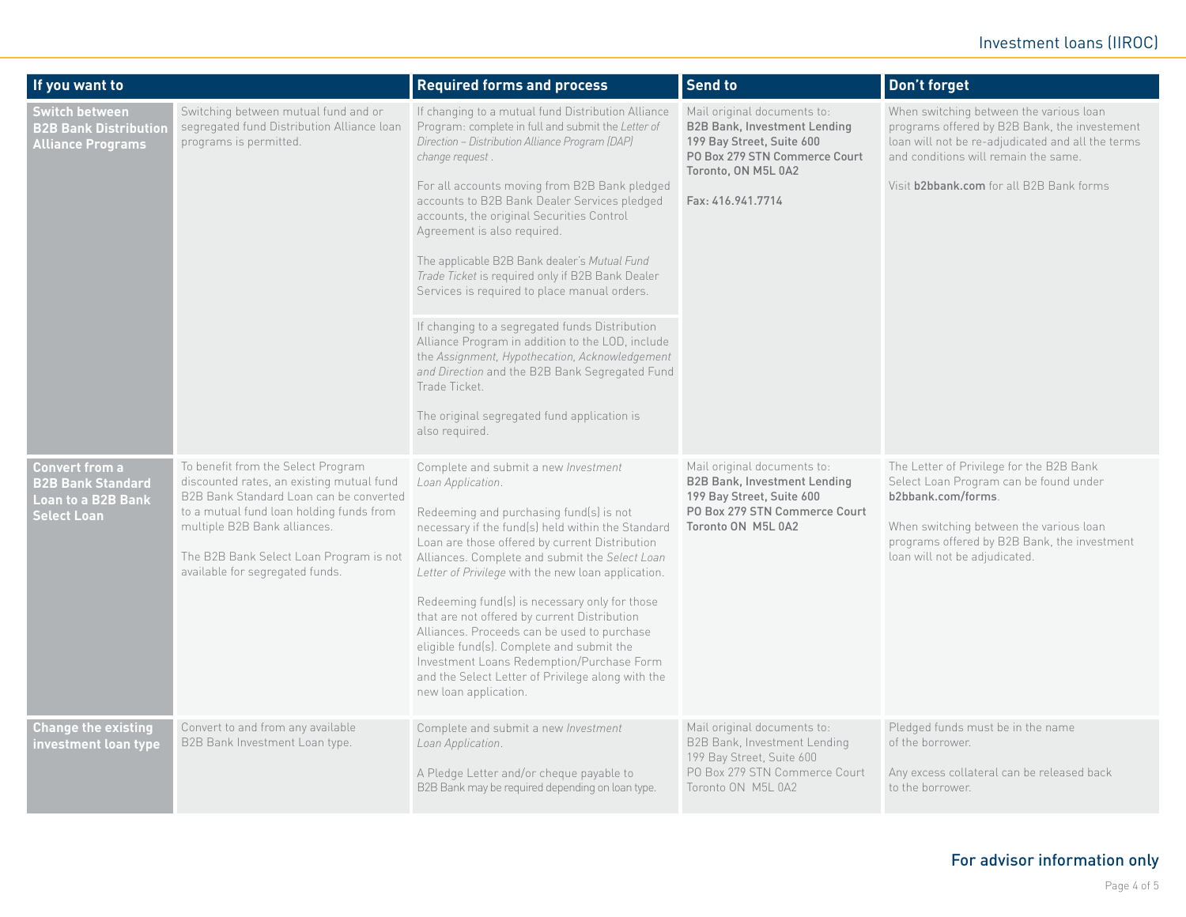| If you want to | | Required forms and process | Send to | Don't forget |
|---|---|---|---|---|
| **Switch between B2B Bank Distribution Alliance Programs** | Switching between mutual fund and or segregated fund Distribution Alliance loan programs is permitted. | If changing to a mutual fund Distribution Alliance Program: complete in full and submit the *Letter of Direction – Distribution Alliance Program (DAP) change request* .<br><br>For all accounts moving from B2B Bank pledged accounts to B2B Bank Dealer Services pledged accounts, the original Securities Control Agreement is also required.<br><br>The applicable B2B Bank dealer's *Mutual Fund Trade Ticket* is required only if B2B Bank Dealer Services is required to place manual orders.<br><br>If changing to a segregated funds Distribution Alliance Program in addition to the LOD, include the *Assignment, Hypothecation, Acknowledgement and Direction* and the B2B Bank Segregated Fund Trade Ticket.<br><br>The original segregated fund application is also required. | Mail original documents to:<br>**B2B Bank, Investment Lending**<br>**199 Bay Street, Suite 600**<br>**PO Box 279 STN Commerce Court**<br>**Toronto, ON M5L 0A2**<br><br>**Fax: 416.941.7714** | When switching between the various loan programs offered by B2B Bank, the investement loan will not be re-adjudicated and all the terms and conditions will remain the same.<br><br>Visit **b2bbank.com** for all B2B Bank forms |
| **Convert from a B2B Bank Standard Loan to a B2B Bank Select Loan** | To benefit from the Select Program discounted rates, an existing mutual fund B2B Bank Standard Loan can be converted to a mutual fund loan holding funds from multiple B2B Bank alliances.<br><br>The B2B Bank Select Loan Program is not available for segregated funds. | Complete and submit a new *Investment Loan Application*.<br><br>Redeeming and purchasing fund(s) is not necessary if the fund(s) held within the Standard Loan are those offered by current Distribution Alliances. Complete and submit the *Select Loan Letter of Privilege* with the new loan application.<br><br>Redeeming fund(s) is necessary only for those that are not offered by current Distribution Alliances. Proceeds can be used to purchase eligible fund(s). Complete and submit the Investment Loans Redemption/Purchase Form and the Select Letter of Privilege along with the new loan application. | Mail original documents to:<br>**B2B Bank, Investment Lending**<br>**199 Bay Street, Suite 600**<br>**PO Box 279 STN Commerce Court**<br>**Toronto ON M5L 0A2** | The Letter of Privilege for the B2B Bank Select Loan Program can be found under **b2bbank.com/forms**.<br><br>When switching between the various loan programs offered by B2B Bank, the investment loan will not be adjudicated. |
| **Change the existing investment loan type** | Convert to and from any available B2B Bank Investment Loan type. | Complete and submit a new *Investment Loan Application*.<br><br>A Pledge Letter and/or cheque payable to B2B Bank may be required depending on loan type. | Mail original documents to:<br>B2B Bank, Investment Lending<br>199 Bay Street, Suite 600<br>PO Box 279 STN Commerce Court<br>Toronto ON M5L 0A2 | Pledged funds must be in the name of the borrower.<br><br>Any excess collateral can be released back to the borrower. |

For advisor information only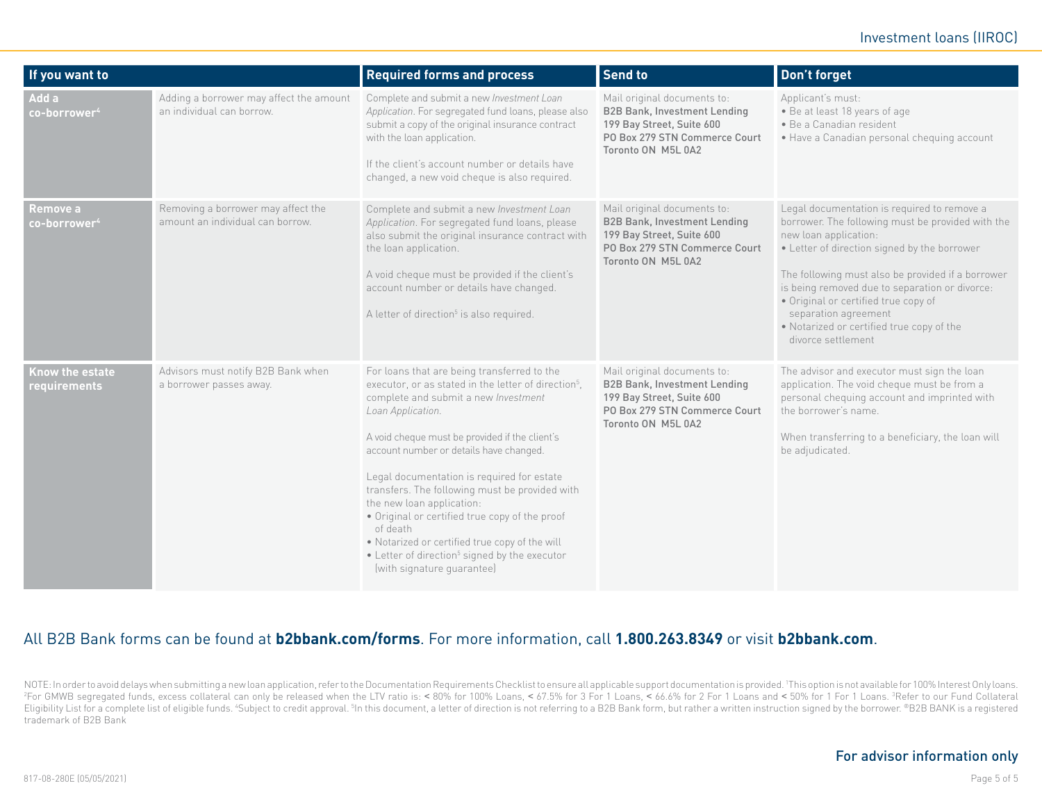| If you want to | | Required forms and process | Send to | Don't forget |
|---|---|---|---|---|
| **Add a co-borrower**[4] | Adding a borrower may affect the amount an individual can borrow. | Complete and submit a new *Investment Loan Application*. For segregated fund loans, please also submit a copy of the original insurance contract with the loan application.<br><br>If the client's account number or details have changed, a new void cheque is also required. | Mail original documents to:<br>B2B Bank, Investment Lending<br>199 Bay Street, Suite 600<br>PO Box 279 STN Commerce Court<br>Toronto ON M5L 0A2 | Applicant's must:<br>• Be at least 18 years of age<br>• Be a Canadian resident<br>• Have a Canadian personal chequing account |
| **Remove a co-borrower**[4] | Removing a borrower may affect the amount an individual can borrow. | Complete and submit a new *Investment Loan Application*. For segregated fund loans, please also submit the original insurance contract with the loan application.<br><br>A void cheque must be provided if the client's account number or details have changed.<br><br>A letter of direction[5] is also required. | Mail original documents to:<br>B2B Bank, Investment Lending<br>199 Bay Street, Suite 600<br>PO Box 279 STN Commerce Court<br>Toronto ON M5L 0A2 | Legal documentation is required to remove a borrower. The following must be provided with the new loan application:<br>• Letter of direction signed by the borrower<br><br>The following must also be provided if a borrower is being removed due to separation or divorce:<br>• Original or certified true copy of separation agreement<br>• Notarized or certified true copy of the divorce settlement |
| **Know the estate requirements** | Advisors must notify B2B Bank when a borrower passes away. | For loans that are being transferred to the executor, or as stated in the letter of direction[5], complete and submit a new *Investment Loan Application*.<br><br>A void cheque must be provided if the client's account number or details have changed.<br><br>Legal documentation is required for estate transfers. The following must be provided with the new loan application:<br>• Original or certified true copy of the proof of death<br>• Notarized or certified true copy of the will<br>• Letter of direction[5] signed by the executor (with signature guarantee) | Mail original documents to:<br>B2B Bank, Investment Lending<br>199 Bay Street, Suite 600<br>PO Box 279 STN Commerce Court<br>Toronto ON M5L 0A2 | The advisor and executor must sign the loan application. The void cheque must be from a personal chequing account and imprinted with the borrower's name.<br><br>When transferring to a beneficiary, the loan will be adjudicated. |

All B2B Bank forms can be found at **b2bbank.com/forms**. For more information, call **1.800.263.8349** or visit **b2bbank.com**.

NOTE: In order to avoid delays when submitting a new loan application, refer to the Documentation Requirements Checklist to ensure all applicable support documentation is provided. [1]This option is not available for 100% Interest Only loans. [2]For GMWB segregated funds, excess collateral can only be released when the LTV ratio is: < 80% for 100% Loans, < 67.5% for 3 For 1 Loans, < 66.6% for 2 For 1 Loans and < 50% for 1 For 1 Loans. [3]Refer to our Fund Collateral Eligibility List for a complete list of eligible funds. [4]Subject to credit approval. [5]In this document, a letter of direction is not referring to a B2B Bank form, but rather a written instruction signed by the borrower. ®B2B BANK is a registered trademark of B2B Bank

For advisor information only

817-08-280E (05/05/2021)